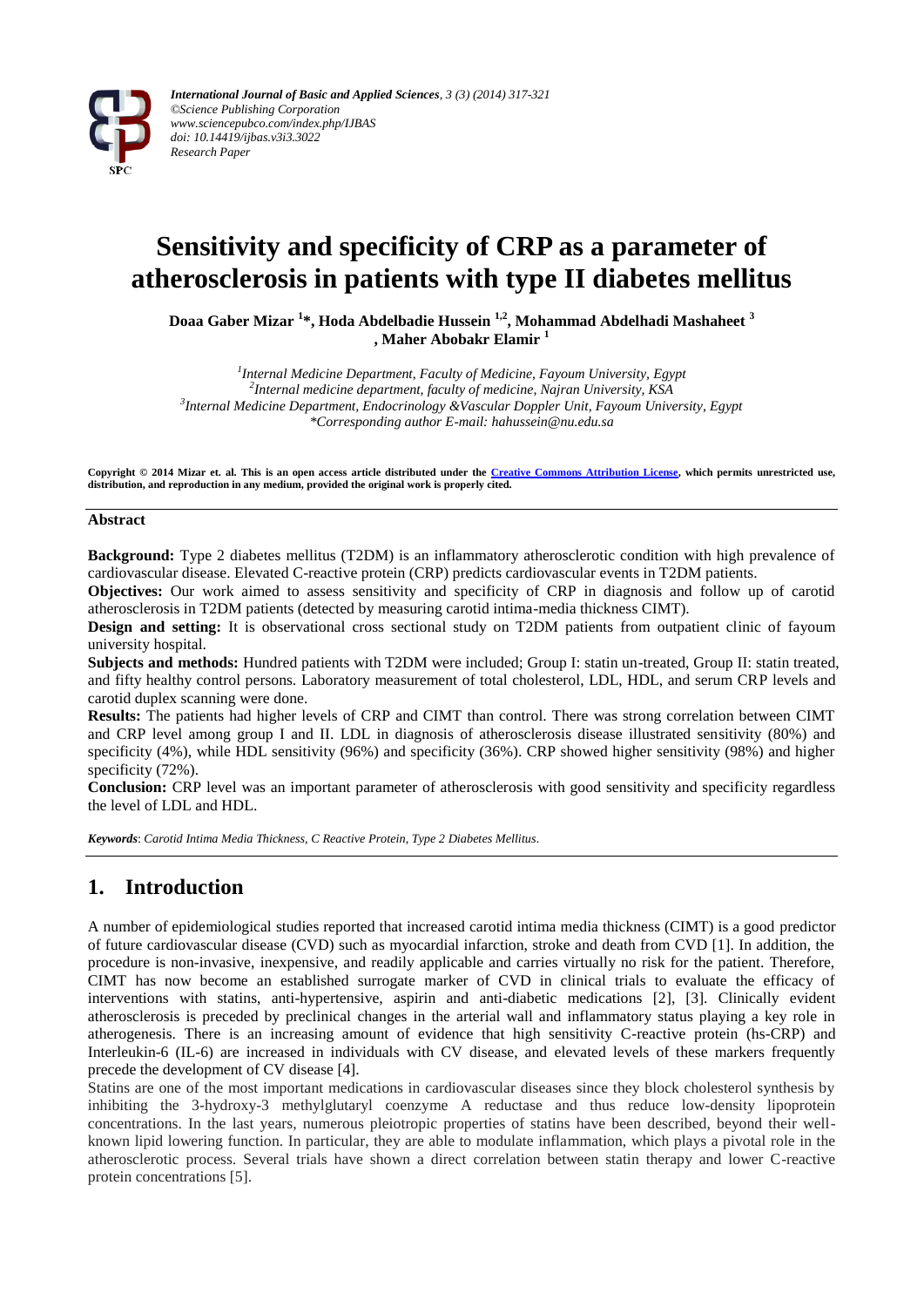*International Journal of Basic and Applied Sciences, 3 (3) (2014) 317-321*
*©Science Publishing Corporation*
*www.sciencepubco.com/index.php/IJBAS*
*doi: 10.14419/ijbas.v3i3.3022*
*Research Paper*

# Sensitivity and specificity of CRP as a parameter of atherosclerosis in patients with type II diabetes mellitus

**Doaa Gaber Mizar [1]\*, Hoda Abdelbadie Hussein [1,2], Mohammad Abdelhadi Mashaheet [3], Maher Abobakr Elamir [1]**

*[1]Internal Medicine Department, Faculty of Medicine, Fayoum University, Egypt*
*[2]Internal medicine department, faculty of medicine, Najran University, KSA*
*[3]Internal Medicine Department, Endocrinology &Vascular Doppler Unit, Fayoum University, Egypt*
*\*Corresponding author E-mail: hahussein@nu.edu.sa*

**Copyright © 2014 Mizar et. al. This is an open access article distributed under the Creative Commons Attribution License, which permits unrestricted use, distribution, and reproduction in any medium, provided the original work is properly cited.**

## Abstract

**Background:** Type 2 diabetes mellitus (T2DM) is an inflammatory atherosclerotic condition with high prevalence of cardiovascular disease. Elevated C-reactive protein (CRP) predicts cardiovascular events in T2DM patients.

**Objectives:** Our work aimed to assess sensitivity and specificity of CRP in diagnosis and follow up of carotid atherosclerosis in T2DM patients (detected by measuring carotid intima-media thickness CIMT).

**Design and setting:** It is observational cross sectional study on T2DM patients from outpatient clinic of fayoum university hospital.

**Subjects and methods:** Hundred patients with T2DM were included; Group I: statin un-treated, Group II: statin treated, and fifty healthy control persons. Laboratory measurement of total cholesterol, LDL, HDL, and serum CRP levels and carotid duplex scanning were done.

**Results:** The patients had higher levels of CRP and CIMT than control. There was strong correlation between CIMT and CRP level among group I and II. LDL in diagnosis of atherosclerosis disease illustrated sensitivity (80%) and specificity (4%), while HDL sensitivity (96%) and specificity (36%). CRP showed higher sensitivity (98%) and higher specificity (72%).

**Conclusion:** CRP level was an important parameter of atherosclerosis with good sensitivity and specificity regardless the level of LDL and HDL.

***Keywords**: Carotid Intima Media Thickness, C Reactive Protein, Type 2 Diabetes Mellitus.*

## 1. Introduction

A number of epidemiological studies reported that increased carotid intima media thickness (CIMT) is a good predictor of future cardiovascular disease (CVD) such as myocardial infarction, stroke and death from CVD [1]. In addition, the procedure is non-invasive, inexpensive, and readily applicable and carries virtually no risk for the patient. Therefore, CIMT has now become an established surrogate marker of CVD in clinical trials to evaluate the efficacy of interventions with statins, anti-hypertensive, aspirin and anti-diabetic medications [2], [3]. Clinically evident atherosclerosis is preceded by preclinical changes in the arterial wall and inflammatory status playing a key role in atherogenesis. There is an increasing amount of evidence that high sensitivity C-reactive protein (hs-CRP) and Interleukin-6 (IL-6) are increased in individuals with CV disease, and elevated levels of these markers frequently precede the development of CV disease [4].

Statins are one of the most important medications in cardiovascular diseases since they block cholesterol synthesis by inhibiting the 3-hydroxy-3 methylglutaryl coenzyme A reductase and thus reduce low-density lipoprotein concentrations. In the last years, numerous pleiotropic properties of statins have been described, beyond their well-known lipid lowering function. In particular, they are able to modulate inflammation, which plays a pivotal role in the atherosclerotic process. Several trials have shown a direct correlation between statin therapy and lower C-reactive protein concentrations [5].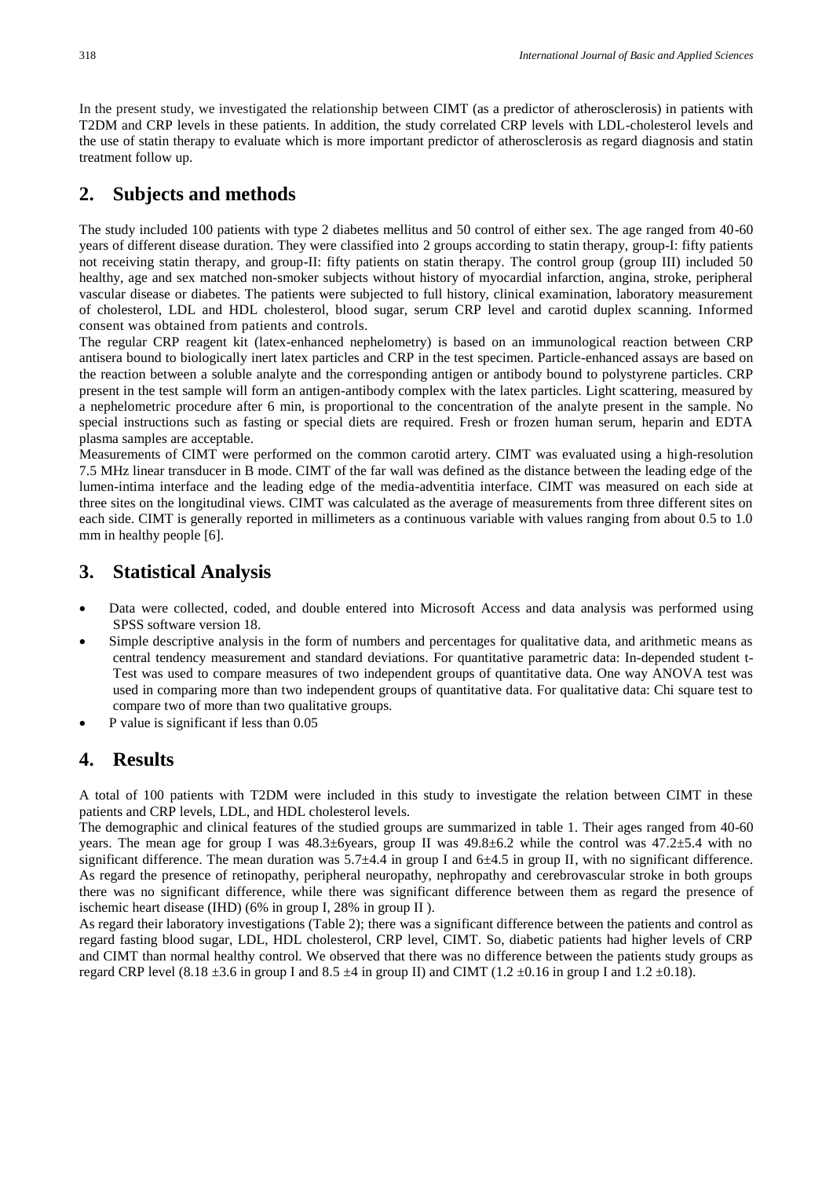In the present study, we investigated the relationship between CIMT (as a predictor of atherosclerosis) in patients with T2DM and CRP levels in these patients. In addition, the study correlated CRP levels with LDL-cholesterol levels and the use of statin therapy to evaluate which is more important predictor of atherosclerosis as regard diagnosis and statin treatment follow up.

## 2. Subjects and methods

The study included 100 patients with type 2 diabetes mellitus and 50 control of either sex. The age ranged from 40-60 years of different disease duration. They were classified into 2 groups according to statin therapy, group-I: fifty patients not receiving statin therapy, and group-II: fifty patients on statin therapy. The control group (group III) included 50 healthy, age and sex matched non-smoker subjects without history of myocardial infarction, angina, stroke, peripheral vascular disease or diabetes. The patients were subjected to full history, clinical examination, laboratory measurement of cholesterol, LDL and HDL cholesterol, blood sugar, serum CRP level and carotid duplex scanning. Informed consent was obtained from patients and controls.

The regular CRP reagent kit (latex-enhanced nephelometry) is based on an immunological reaction between CRP antisera bound to biologically inert latex particles and CRP in the test specimen. Particle-enhanced assays are based on the reaction between a soluble analyte and the corresponding antigen or antibody bound to polystyrene particles. CRP present in the test sample will form an antigen-antibody complex with the latex particles. Light scattering, measured by a nephelometric procedure after 6 min, is proportional to the concentration of the analyte present in the sample. No special instructions such as fasting or special diets are required. Fresh or frozen human serum, heparin and EDTA plasma samples are acceptable.

Measurements of CIMT were performed on the common carotid artery. CIMT was evaluated using a high-resolution 7.5 MHz linear transducer in B mode. CIMT of the far wall was defined as the distance between the leading edge of the lumen-intima interface and the leading edge of the media-adventitia interface. CIMT was measured on each side at three sites on the longitudinal views. CIMT was calculated as the average of measurements from three different sites on each side. CIMT is generally reported in millimeters as a continuous variable with values ranging from about 0.5 to 1.0 mm in healthy people [6].

## 3. Statistical Analysis

- Data were collected, coded, and double entered into Microsoft Access and data analysis was performed using SPSS software version 18.
- Simple descriptive analysis in the form of numbers and percentages for qualitative data, and arithmetic means as central tendency measurement and standard deviations. For quantitative parametric data: In-depended student t-Test was used to compare measures of two independent groups of quantitative data. One way ANOVA test was used in comparing more than two independent groups of quantitative data. For qualitative data: Chi square test to compare two of more than two qualitative groups.
- P value is significant if less than 0.05

## 4. Results

A total of 100 patients with T2DM were included in this study to investigate the relation between CIMT in these patients and CRP levels, LDL, and HDL cholesterol levels.

The demographic and clinical features of the studied groups are summarized in table 1. Their ages ranged from 40-60 years. The mean age for group I was 48.3±6years, group II was 49.8±6.2 while the control was 47.2±5.4 with no significant difference. The mean duration was 5.7±4.4 in group I and 6±4.5 in group II, with no significant difference. As regard the presence of retinopathy, peripheral neuropathy, nephropathy and cerebrovascular stroke in both groups there was no significant difference, while there was significant difference between them as regard the presence of ischemic heart disease (IHD) (6% in group I, 28% in group II ).

As regard their laboratory investigations (Table 2); there was a significant difference between the patients and control as regard fasting blood sugar, LDL, HDL cholesterol, CRP level, CIMT. So, diabetic patients had higher levels of CRP and CIMT than normal healthy control. We observed that there was no difference between the patients study groups as regard CRP level (8.18 ±3.6 in group I and 8.5 ±4 in group II) and CIMT (1.2 ±0.16 in group I and 1.2 ±0.18).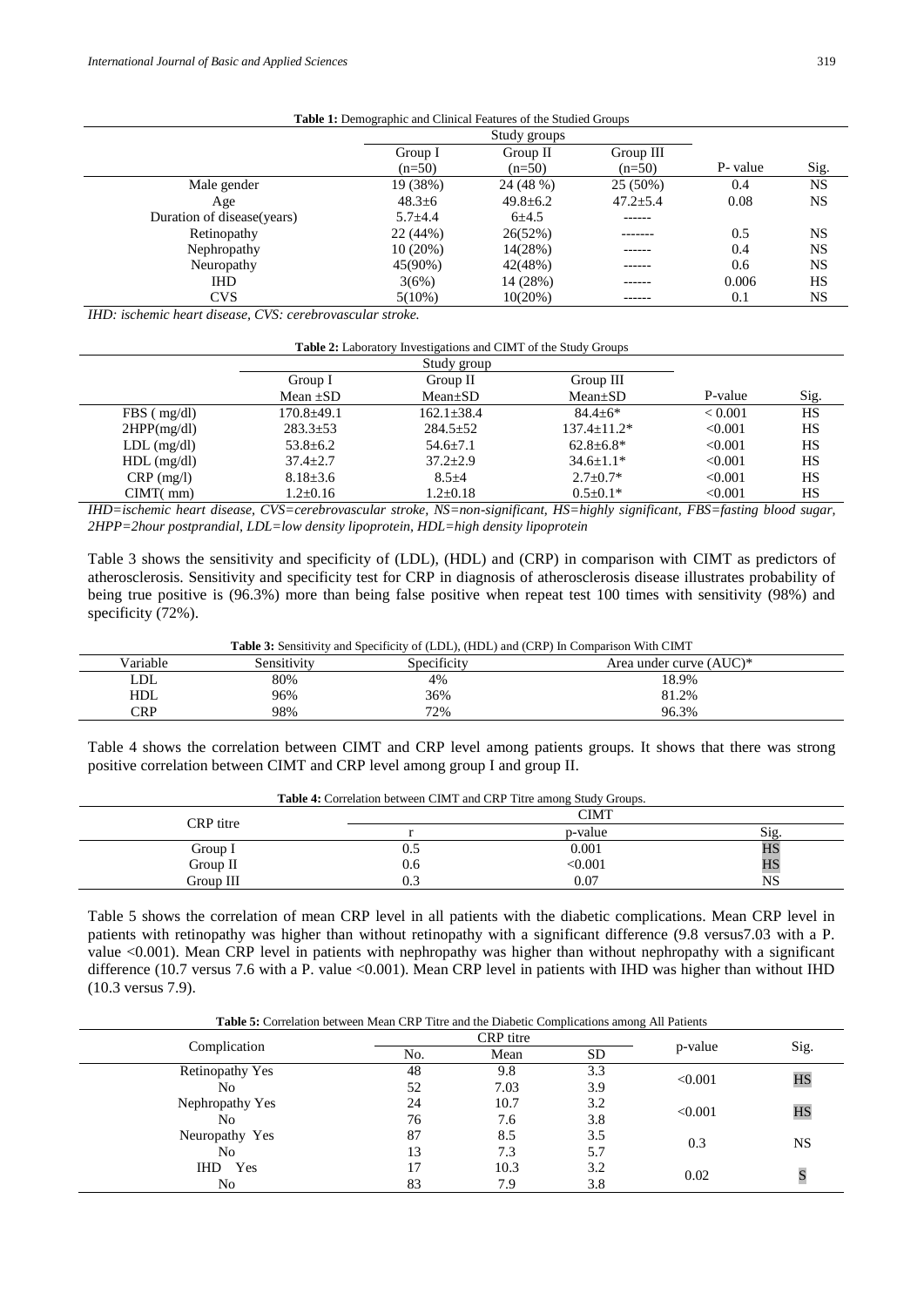**Table 1:** Demographic and Clinical Features of the Studied Groups

| | Study groups | | | | |
|---|---|---|---|---|---|
| | Group I (n=50) | Group II (n=50) | Group III (n=50) | P- value | Sig. |
| Male gender | 19 (38%) | 24 (48 %) | 25 (50%) | 0.4 | NS |
| Age | 48.3±6 | 49.8±6.2 | 47.2±5.4 | 0.08 | NS |
| Duration of disease(years) | 5.7±4.4 | 6±4.5 | ------ | | |
| Retinopathy | 22 (44%) | 26(52%) | ------- | 0.5 | NS |
| Nephropathy | 10 (20%) | 14(28%) | ------ | 0.4 | NS |
| Neuropathy | 45(90%) | 42(48%) | ------ | 0.6 | NS |
| IHD | 3(6%) | 14 (28%) | ------ | 0.006 | HS |
| CVS | 5(10%) | 10(20%) | ------ | 0.1 | NS |

*IHD: ischemic heart disease, CVS: cerebrovascular stroke.*

**Table 2:** Laboratory Investigations and CIMT of the Study Groups

| | Study group | | | | |
|---|---|---|---|---|---|
| | Group I Mean ±SD | Group II Mean±SD | Group III Mean±SD | P-value | Sig. |
| FBS ( mg/dl) | 170.8±49.1 | 162.1±38.4 | 84.4±6* | < 0.001 | HS |
| 2HPP(mg/dl) | 283.3±53 | 284.5±52 | 137.4±11.2* | <0.001 | HS |
| LDL (mg/dl) | 53.8±6.2 | 54.6±7.1 | 62.8±6.8* | <0.001 | HS |
| HDL (mg/dl) | 37.4±2.7 | 37.2±2.9 | 34.6±1.1* | <0.001 | HS |
| CRP (mg/l) | 8.18±3.6 | 8.5±4 | 2.7±0.7* | <0.001 | HS |
| CIMT( mm) | 1.2±0.16 | 1.2±0.18 | 0.5±0.1* | <0.001 | HS |

*IHD=ischemic heart disease, CVS=cerebrovascular stroke, NS=non-significant, HS=highly significant, FBS=fasting blood sugar, 2HPP=2hour postprandial, LDL=low density lipoprotein, HDL=high density lipoprotein*

Table 3 shows the sensitivity and specificity of (LDL), (HDL) and (CRP) in comparison with CIMT as predictors of atherosclerosis. Sensitivity and specificity test for CRP in diagnosis of atherosclerosis disease illustrates probability of being true positive is (96.3%) more than being false positive when repeat test 100 times with sensitivity (98%) and specificity (72%).

**Table 3:** Sensitivity and Specificity of (LDL), (HDL) and (CRP) In Comparison With CIMT

| Variable | Sensitivity | Specificity | Area under curve (AUC)* |
|---|---|---|---|
| LDL | 80% | 4% | 18.9% |
| HDL | 96% | 36% | 81.2% |
| CRP | 98% | 72% | 96.3% |

Table 4 shows the correlation between CIMT and CRP level among patients groups. It shows that there was strong positive correlation between CIMT and CRP level among group I and group II.

**Table 4:** Correlation between CIMT and CRP Titre among Study Groups.

| CRP titre | CIMT | | |
|---|---|---|---|
| | r | p-value | Sig. |
| Group I | 0.5 | 0.001 | HS |
| Group II | 0.6 | <0.001 | HS |
| Group III | 0.3 | 0.07 | NS |

Table 5 shows the correlation of mean CRP level in all patients with the diabetic complications. Mean CRP level in patients with retinopathy was higher than without retinopathy with a significant difference (9.8 versus7.03 with a P. value <0.001). Mean CRP level in patients with nephropathy was higher than without nephropathy with a significant difference (10.7 versus 7.6 with a P. value <0.001). Mean CRP level in patients with IHD was higher than without IHD (10.3 versus 7.9).

**Table 5:** Correlation between Mean CRP Titre and the Diabetic Complications among All Patients

| Complication | CRP titre | | | p-value | Sig. |
|---|---|---|---|---|---|
| | No. | Mean | SD | | |
| Retinopathy Yes | 48 | 9.8 | 3.3 | <0.001 | HS |
| No | 52 | 7.03 | 3.9 | | |
| Nephropathy Yes | 24 | 10.7 | 3.2 | <0.001 | HS |
| No | 76 | 7.6 | 3.8 | | |
| Neuropathy Yes | 87 | 8.5 | 3.5 | 0.3 | NS |
| No | 13 | 7.3 | 5.7 | | |
| IHD Yes | 17 | 10.3 | 3.2 | 0.02 | S |
| No | 83 | 7.9 | 3.8 | | |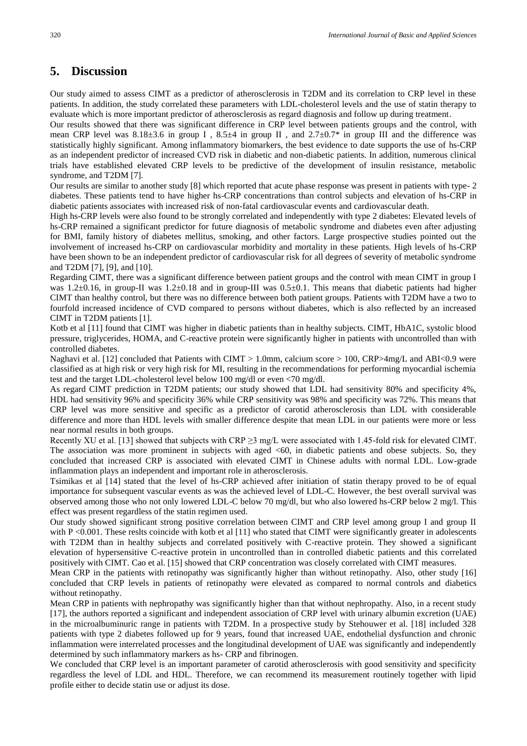## 5. Discussion

Our study aimed to assess CIMT as a predictor of atherosclerosis in T2DM and its correlation to CRP level in these patients. In addition, the study correlated these parameters with LDL-cholesterol levels and the use of statin therapy to evaluate which is more important predictor of atherosclerosis as regard diagnosis and follow up during treatment.

Our results showed that there was significant difference in CRP level between patients groups and the control, with mean CRP level was 8.18±3.6 in group I , 8.5±4 in group II , and 2.7±0.7* in group III and the difference was statistically highly significant. Among inflammatory biomarkers, the best evidence to date supports the use of hs-CRP as an independent predictor of increased CVD risk in diabetic and non-diabetic patients. In addition, numerous clinical trials have established elevated CRP levels to be predictive of the development of insulin resistance, metabolic syndrome, and T2DM [7].

Our results are similar to another study [8] which reported that acute phase response was present in patients with type- 2 diabetes. These patients tend to have higher hs-CRP concentrations than control subjects and elevation of hs-CRP in diabetic patients associates with increased risk of non-fatal cardiovascular events and cardiovascular death.

High hs-CRP levels were also found to be strongly correlated and independently with type 2 diabetes: Elevated levels of hs-CRP remained a significant predictor for future diagnosis of metabolic syndrome and diabetes even after adjusting for BMI, family history of diabetes mellitus, smoking, and other factors. Large prospective studies pointed out the involvement of increased hs-CRP on cardiovascular morbidity and mortality in these patients. High levels of hs-CRP have been shown to be an independent predictor of cardiovascular risk for all degrees of severity of metabolic syndrome and T2DM [7], [9], and [10].

Regarding CIMT, there was a significant difference between patient groups and the control with mean CIMT in group I was 1.2±0.16, in group-II was 1.2±0.18 and in group-III was 0.5±0.1. This means that diabetic patients had higher CIMT than healthy control, but there was no difference between both patient groups. Patients with T2DM have a two to fourfold increased incidence of CVD compared to persons without diabetes, which is also reflected by an increased CIMT in T2DM patients [1].

Kotb et al [11] found that CIMT was higher in diabetic patients than in healthy subjects. CIMT, HbA1C, systolic blood pressure, triglycerides, HOMA, and C-reactive protein were significantly higher in patients with uncontrolled than with controlled diabetes.

Naghavi et al. [12] concluded that Patients with CIMT > 1.0mm, calcium score > 100, CRP>4mg/L and ABI<0.9 were classified as at high risk or very high risk for MI, resulting in the recommendations for performing myocardial ischemia test and the target LDL-cholesterol level below 100 mg/dl or even <70 mg/dl.

As regard CIMT prediction in T2DM patients; our study showed that LDL had sensitivity 80% and specificity 4%, HDL had sensitivity 96% and specificity 36% while CRP sensitivity was 98% and specificity was 72%. This means that CRP level was more sensitive and specific as a predictor of carotid atherosclerosis than LDL with considerable difference and more than HDL levels with smaller difference despite that mean LDL in our patients were more or less near normal results in both groups.

Recently XU et al. [13] showed that subjects with CRP ≥3 mg/L were associated with 1.45-fold risk for elevated CIMT. The association was more prominent in subjects with aged <60, in diabetic patients and obese subjects. So, they concluded that increased CRP is associated with elevated CIMT in Chinese adults with normal LDL. Low-grade inflammation plays an independent and important role in atherosclerosis.

Tsimikas et al [14] stated that the level of hs-CRP achieved after initiation of statin therapy proved to be of equal importance for subsequent vascular events as was the achieved level of LDL-C. However, the best overall survival was observed among those who not only lowered LDL-C below 70 mg/dl, but who also lowered hs-CRP below 2 mg/l. This effect was present regardless of the statin regimen used.

Our study showed significant strong positive correlation between CIMT and CRP level among group I and group II with P <0.001. These reslts coincide with kotb et al [11] who stated that CIMT were significantly greater in adolescents with T2DM than in healthy subjects and correlated positively with C-reactive protein. They showed a significant elevation of hypersensitive C-reactive protein in uncontrolled than in controlled diabetic patients and this correlated positively with CIMT. Cao et al. [15] showed that CRP concentration was closely correlated with CIMT measures.

Mean CRP in the patients with retinopathy was significantly higher than without retinopathy. Also, other study [16] concluded that CRP levels in patients of retinopathy were elevated as compared to normal controls and diabetics without retinopathy.

Mean CRP in patients with nephropathy was significantly higher than that without nephropathy. Also, in a recent study [17], the authors reported a significant and independent association of CRP level with urinary albumin excretion (UAE) in the microalbuminuric range in patients with T2DM. In a prospective study by Stehouwer et al. [18] included 328 patients with type 2 diabetes followed up for 9 years, found that increased UAE, endothelial dysfunction and chronic inflammation were interrelated processes and the longitudinal development of UAE was significantly and independently determined by such inflammatory markers as hs- CRP and fibrinogen.

We concluded that CRP level is an important parameter of carotid atherosclerosis with good sensitivity and specificity regardless the level of LDL and HDL. Therefore, we can recommend its measurement routinely together with lipid profile either to decide statin use or adjust its dose.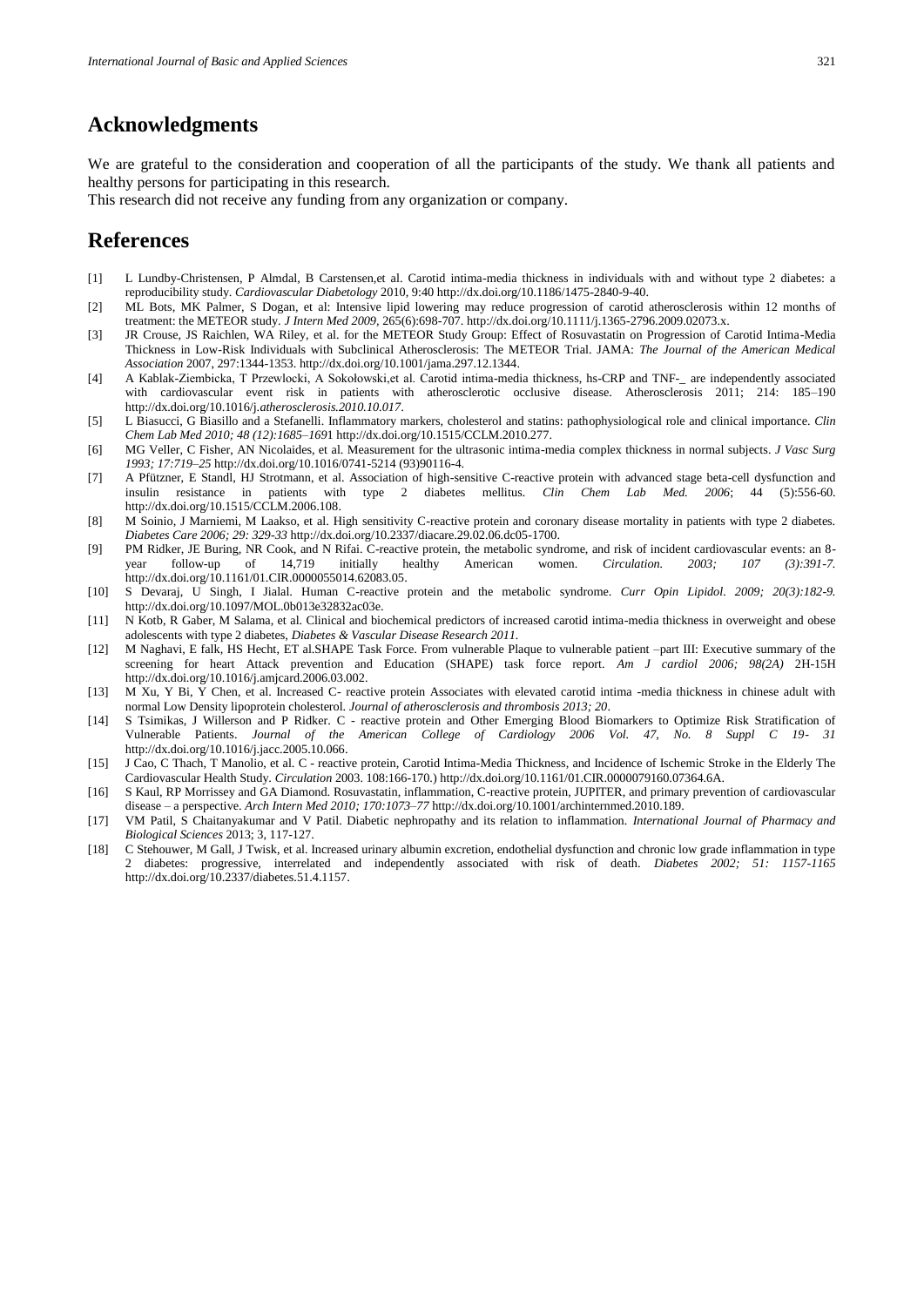## Acknowledgments

We are grateful to the consideration and cooperation of all the participants of the study. We thank all patients and healthy persons for participating in this research.

This research did not receive any funding from any organization or company.

## References

[1] L Lundby-Christensen, P Almdal, B Carstensen,et al. Carotid intima-media thickness in individuals with and without type 2 diabetes: a reproducibility study. *Cardiovascular Diabetology* 2010, 9:40 http://dx.doi.org/10.1186/1475-2840-9-40.

[2] ML Bots, MK Palmer, S Dogan, et al: Intensive lipid lowering may reduce progression of carotid atherosclerosis within 12 months of treatment: the METEOR study. *J Intern Med 2009*, 265(6):698-707. http://dx.doi.org/10.1111/j.1365-2796.2009.02073.x.

[3] JR Crouse, JS Raichlen, WA Riley, et al. for the METEOR Study Group: Effect of Rosuvastatin on Progression of Carotid Intima-Media Thickness in Low-Risk Individuals with Subclinical Atherosclerosis: The METEOR Trial. JAMA: *The Journal of the American Medical Association* 2007, 297:1344-1353. http://dx.doi.org/10.1001/jama.297.12.1344.

[4] A Kablak-Ziembicka, T Przewlocki, A Sokołowski,et al. Carotid intima-media thickness, hs-CRP and TNF-_ are independently associated with cardiovascular event risk in patients with atherosclerotic occlusive disease. Atherosclerosis 2011; 214: 185–190 http://dx.doi.org/10.1016/j.*atherosclerosis.2010.10.017*.

[5] L Biasucci, G Biasillo and a Stefanelli. Inflammatory markers, cholesterol and statins: pathophysiological role and clinical importance. *Clin Chem Lab Med 2010; 48 (12):1685–169*1 http://dx.doi.org/10.1515/CCLM.2010.277.

[6] MG Veller, C Fisher, AN Nicolaides, et al. Measurement for the ultrasonic intima-media complex thickness in normal subjects. *J Vasc Surg 1993; 17:719–25* http://dx.doi.org/10.1016/0741-5214 (93)90116-4.

[7] A Pfützner, E Standl, HJ Strotmann, et al. Association of high-sensitive C-reactive protein with advanced stage beta-cell dysfunction and insulin resistance in patients with type 2 diabetes mellitus. *Clin Chem Lab Med. 2006*; 44 (5):556-60. http://dx.doi.org/10.1515/CCLM.2006.108.

[8] M Soinio, J Marniemi, M Laakso, et al. High sensitivity C-reactive protein and coronary disease mortality in patients with type 2 diabetes. *Diabetes Care 2006; 29: 329-33* http://dx.doi.org/10.2337/diacare.29.02.06.dc05-1700.

[9] PM Ridker, JE Buring, NR Cook, and N Rifai. C-reactive protein, the metabolic syndrome, and risk of incident cardiovascular events: an 8-year follow-up of 14,719 initially healthy American women. *Circulation. 2003; 107 (3):391-7.* http://dx.doi.org/10.1161/01.CIR.0000055014.62083.05.

[10] S Devaraj, U Singh, I Jialal. Human C-reactive protein and the metabolic syndrome. *Curr Opin Lipidol. 2009; 20(3):182-9.* http://dx.doi.org/10.1097/MOL.0b013e32832ac03e.

[11] N Kotb, R Gaber, M Salama, et al. Clinical and biochemical predictors of increased carotid intima-media thickness in overweight and obese adolescents with type 2 diabetes, *Diabetes & Vascular Disease Research 2011.*

[12] M Naghavi, E falk, HS Hecht, ET al.SHAPE Task Force. From vulnerable Plaque to vulnerable patient –part III: Executive summary of the screening for heart Attack prevention and Education (SHAPE) task force report. *Am J cardiol 2006; 98(2A)* 2H-15H http://dx.doi.org/10.1016/j.amjcard.2006.03.002.

[13] M Xu, Y Bi, Y Chen, et al. Increased C- reactive protein Associates with elevated carotid intima -media thickness in chinese adult with normal Low Density lipoprotein cholesterol. *Journal of atherosclerosis and thrombosis 2013; 20*.

[14] S Tsimikas, J Willerson and P Ridker. C - reactive protein and Other Emerging Blood Biomarkers to Optimize Risk Stratification of Vulnerable Patients. *Journal of the American College of Cardiology 2006 Vol. 47, No. 8 Suppl C 19- 31* http://dx.doi.org/10.1016/j.jacc.2005.10.066.

[15] J Cao, C Thach, T Manolio, et al. C - reactive protein, Carotid Intima-Media Thickness, and Incidence of Ischemic Stroke in the Elderly The Cardiovascular Health Study. *Circulation* 2003. 108:166-170.) http://dx.doi.org/10.1161/01.CIR.0000079160.07364.6A.

[16] S Kaul, RP Morrissey and GA Diamond. Rosuvastatin, inflammation, C-reactive protein, JUPITER, and primary prevention of cardiovascular disease – a perspective. *Arch Intern Med 2010; 170:1073–77* http://dx.doi.org/10.1001/archinternmed.2010.189.

[17] VM Patil, S Chaitanyakumar and V Patil. Diabetic nephropathy and its relation to inflammation. *International Journal of Pharmacy and Biological Sciences* 2013; 3, 117-127.

[18] C Stehouwer, M Gall, J Twisk, et al. Increased urinary albumin excretion, endothelial dysfunction and chronic low grade inflammation in type 2 diabetes: progressive, interrelated and independently associated with risk of death. *Diabetes 2002; 51: 1157-1165* http://dx.doi.org/10.2337/diabetes.51.4.1157.